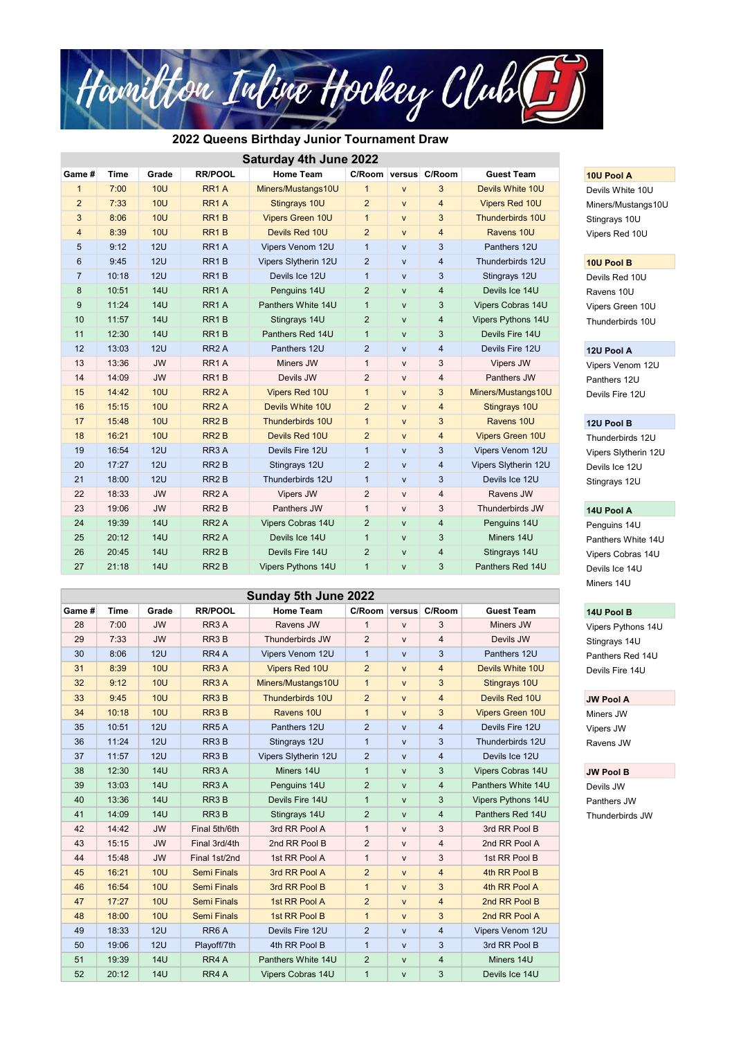# Hamilton Inline Hockey Club

## 2022 Queens Birthday Junior Tournament Draw

### Saturday 4th June 2022

| Game # | Time | Grade | RR/POOL | Home Team | C/Room | versus | C/Room | Guest Team |
|---|---|---|---|---|---|---|---|---|
| 1 | 7:00 | 10U | RR1 A | Miners/Mustangs10U | 1 | v | 3 | Devils White 10U |
| 2 | 7:33 | 10U | RR1 A | Stingrays 10U | 2 | v | 4 | Vipers Red 10U |
| 3 | 8:06 | 10U | RR1 B | Vipers Green 10U | 1 | v | 3 | Thunderbirds 10U |
| 4 | 8:39 | 10U | RR1 B | Devils Red 10U | 2 | v | 4 | Ravens 10U |
| 5 | 9:12 | 12U | RR1 A | Vipers Venom 12U | 1 | v | 3 | Panthers 12U |
| 6 | 9:45 | 12U | RR1 B | Vipers Slytherin 12U | 2 | v | 4 | Thunderbirds 12U |
| 7 | 10:18 | 12U | RR1 B | Devils Ice 12U | 1 | v | 3 | Stingrays 12U |
| 8 | 10:51 | 14U | RR1 A | Penguins 14U | 2 | v | 4 | Devils Ice 14U |
| 9 | 11:24 | 14U | RR1 A | Panthers White 14U | 1 | v | 3 | Vipers Cobras 14U |
| 10 | 11:57 | 14U | RR1 B | Stingrays 14U | 2 | v | 4 | Vipers Pythons 14U |
| 11 | 12:30 | 14U | RR1 B | Panthers Red 14U | 1 | v | 3 | Devils Fire 14U |
| 12 | 13:03 | 12U | RR2 A | Panthers 12U | 2 | v | 4 | Devils Fire 12U |
| 13 | 13:36 | JW | RR1 A | Miners JW | 1 | v | 3 | Vipers JW |
| 14 | 14:09 | JW | RR1 B | Devils JW | 2 | v | 4 | Panthers JW |
| 15 | 14:42 | 10U | RR2 A | Vipers Red 10U | 1 | v | 3 | Miners/Mustangs10U |
| 16 | 15:15 | 10U | RR2 A | Devils White 10U | 2 | v | 4 | Stingrays 10U |
| 17 | 15:48 | 10U | RR2 B | Thunderbirds 10U | 1 | v | 3 | Ravens 10U |
| 18 | 16:21 | 10U | RR2 B | Devils Red 10U | 2 | v | 4 | Vipers Green 10U |
| 19 | 16:54 | 12U | RR3 A | Devils Fire 12U | 1 | v | 3 | Vipers Venom 12U |
| 20 | 17:27 | 12U | RR2 B | Stingrays 12U | 2 | v | 4 | Vipers Slytherin 12U |
| 21 | 18:00 | 12U | RR2 B | Thunderbirds 12U | 1 | v | 3 | Devils Ice 12U |
| 22 | 18:33 | JW | RR2 A | Vipers JW | 2 | v | 4 | Ravens JW |
| 23 | 19:06 | JW | RR2 B | Panthers JW | 1 | v | 3 | Thunderbirds JW |
| 24 | 19:39 | 14U | RR2 A | Vipers Cobras 14U | 2 | v | 4 | Penguins 14U |
| 25 | 20:12 | 14U | RR2 A | Devils Ice 14U | 1 | v | 3 | Miners 14U |
| 26 | 20:45 | 14U | RR2 B | Devils Fire 14U | 2 | v | 4 | Stingrays 14U |
| 27 | 21:18 | 14U | RR2 B | Vipers Pythons 14U | 1 | v | 3 | Panthers Red 14U |

### Sunday 5th June 2022

| Game # | Time | Grade | RR/POOL | Home Team | C/Room | versus | C/Room | Guest Team |
|---|---|---|---|---|---|---|---|---|
| 28 | 7:00 | JW | RR3 A | Ravens JW | 1 | v | 3 | Miners JW |
| 29 | 7:33 | JW | RR3 B | Thunderbirds JW | 2 | v | 4 | Devils JW |
| 30 | 8:06 | 12U | RR4 A | Vipers Venom 12U | 1 | v | 3 | Panthers 12U |
| 31 | 8:39 | 10U | RR3 A | Vipers Red 10U | 2 | v | 4 | Devils White 10U |
| 32 | 9:12 | 10U | RR3 A | Miners/Mustangs10U | 1 | v | 3 | Stingrays 10U |
| 33 | 9:45 | 10U | RR3 B | Thunderbirds 10U | 2 | v | 4 | Devils Red 10U |
| 34 | 10:18 | 10U | RR3 B | Ravens 10U | 1 | v | 3 | Vipers Green 10U |
| 35 | 10:51 | 12U | RR5 A | Panthers 12U | 2 | v | 4 | Devils Fire 12U |
| 36 | 11:24 | 12U | RR3 B | Stingrays 12U | 1 | v | 3 | Thunderbirds 12U |
| 37 | 11:57 | 12U | RR3 B | Vipers Slytherin 12U | 2 | v | 4 | Devils Ice 12U |
| 38 | 12:30 | 14U | RR3 A | Miners 14U | 1 | v | 3 | Vipers Cobras 14U |
| 39 | 13:03 | 14U | RR3 A | Penguins 14U | 2 | v | 4 | Panthers White 14U |
| 40 | 13:36 | 14U | RR3 B | Devils Fire 14U | 1 | v | 3 | Vipers Pythons 14U |
| 41 | 14:09 | 14U | RR3 B | Stingrays 14U | 2 | v | 4 | Panthers Red 14U |
| 42 | 14:42 | JW | Final 5th/6th | 3rd RR Pool A | 1 | v | 3 | 3rd RR Pool B |
| 43 | 15:15 | JW | Final 3rd/4th | 2nd RR Pool B | 2 | v | 4 | 2nd RR Pool A |
| 44 | 15:48 | JW | Final 1st/2nd | 1st RR Pool A | 1 | v | 3 | 1st RR Pool B |
| 45 | 16:21 | 10U | Semi Finals | 3rd RR Pool A | 2 | v | 4 | 4th RR Pool B |
| 46 | 16:54 | 10U | Semi Finals | 3rd RR Pool B | 1 | v | 3 | 4th RR Pool A |
| 47 | 17:27 | 10U | Semi Finals | 1st RR Pool A | 2 | v | 4 | 2nd RR Pool B |
| 48 | 18:00 | 10U | Semi Finals | 1st RR Pool B | 1 | v | 3 | 2nd RR Pool A |
| 49 | 18:33 | 12U | RR6 A | Devils Fire 12U | 2 | v | 4 | Vipers Venom 12U |
| 50 | 19:06 | 12U | Playoff/7th | 4th RR Pool B | 1 | v | 3 | 3rd RR Pool B |
| 51 | 19:39 | 14U | RR4 A | Panthers White 14U | 2 | v | 4 | Miners 14U |
| 52 | 20:12 | 14U | RR4 A | Vipers Cobras 14U | 1 | v | 3 | Devils Ice 14U |

**10U Pool A**
- Devils White 10U
- Miners/Mustangs10U
- Stingrays 10U
- Vipers Red 10U

**10U Pool B**
- Devils Red 10U
- Ravens 10U
- Vipers Green 10U
- Thunderbirds 10U

**12U Pool A**
- Vipers Venom 12U
- Panthers 12U
- Devils Fire 12U

**12U Pool B**
- Thunderbirds 12U
- Vipers Slytherin 12U
- Devils Ice 12U
- Stingrays 12U

**14U Pool A**
- Penguins 14U
- Panthers White 14U
- Vipers Cobras 14U
- Devils Ice 14U
- Miners 14U

**14U Pool B**
- Vipers Pythons 14U
- Stingrays 14U
- Panthers Red 14U
- Devils Fire 14U

**JW Pool A**
- Miners JW
- Vipers JW
- Ravens JW

**JW Pool B**
- Devils JW
- Panthers JW
- Thunderbirds JW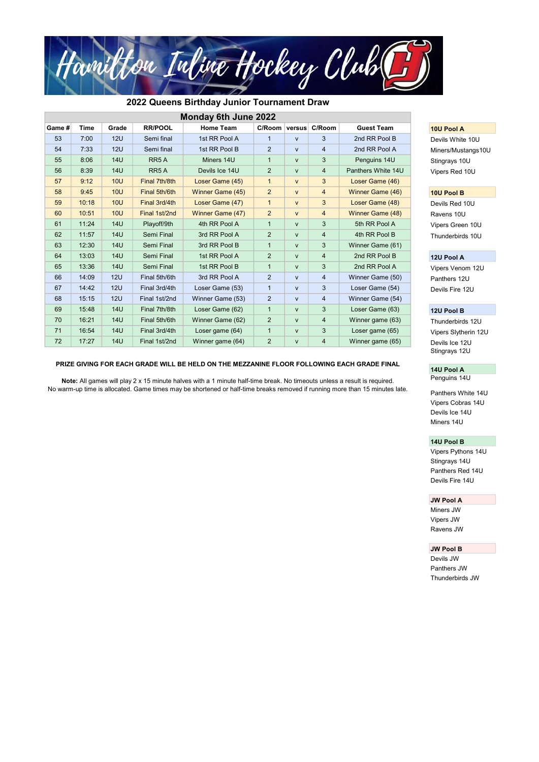# Hamilton Inline Hockey Club

## 2022 Queens Birthday Junior Tournament Draw

| Monday 6th June 2022 | | | | | | | | |
|---|---|---|---|---|---|---|---|---|
| Game # | Time | Grade | RR/POOL | Home Team | C/Room | versus | C/Room | Guest Team |
| 53 | 7:00 | 12U | Semi final | 1st RR Pool A | 1 | v | 3 | 2nd RR Pool B |
| 54 | 7:33 | 12U | Semi final | 1st RR Pool B | 2 | v | 4 | 2nd RR Pool A |
| 55 | 8:06 | 14U | RR5 A | Miners 14U | 1 | v | 3 | Penguins 14U |
| 56 | 8:39 | 14U | RR5 A | Devils Ice 14U | 2 | v | 4 | Panthers White 14U |
| 57 | 9:12 | 10U | Final 7th/8th | Loser Game (45) | 1 | v | 3 | Loser Game (46) |
| 58 | 9:45 | 10U | Final 5th/6th | Winner Game (45) | 2 | v | 4 | Winner Game (46) |
| 59 | 10:18 | 10U | Final 3rd/4th | Loser Game (47) | 1 | v | 3 | Loser Game (48) |
| 60 | 10:51 | 10U | Final 1st/2nd | Winner Game (47) | 2 | v | 4 | Winner Game (48) |
| 61 | 11:24 | 14U | Playoff/9th | 4th RR Pool A | 1 | v | 3 | 5th RR Pool A |
| 62 | 11:57 | 14U | Semi Final | 3rd RR Pool A | 2 | v | 4 | 4th RR Pool B |
| 63 | 12:30 | 14U | Semi Final | 3rd RR Pool B | 1 | v | 3 | Winner Game (61) |
| 64 | 13:03 | 14U | Semi Final | 1st RR Pool A | 2 | v | 4 | 2nd RR Pool B |
| 65 | 13:36 | 14U | Semi Final | 1st RR Pool B | 1 | v | 3 | 2nd RR Pool A |
| 66 | 14:09 | 12U | Final 5th/6th | 3rd RR Pool A | 2 | v | 4 | Winner Game (50) |
| 67 | 14:42 | 12U | Final 3rd/4th | Loser Game (53) | 1 | v | 3 | Loser Game (54) |
| 68 | 15:15 | 12U | Final 1st/2nd | Winner Game (53) | 2 | v | 4 | Winner Game (54) |
| 69 | 15:48 | 14U | Final 7th/8th | Loser Game (62) | 1 | v | 3 | Loser Game (63) |
| 70 | 16:21 | 14U | Final 5th/6th | Winner Game (62) | 2 | v | 4 | Winner game (63) |
| 71 | 16:54 | 14U | Final 3rd/4th | Loser game (64) | 1 | v | 3 | Loser game (65) |
| 72 | 17:27 | 14U | Final 1st/2nd | Winner game (64) | 2 | v | 4 | Winner game (65) |

**PRIZE GIVING FOR EACH GRADE WILL BE HELD ON THE MEZZANINE FLOOR FOLLOWING EACH GRADE FINAL**

**Note:** All games will play 2 x 15 minute halves with a 1 minute half-time break. No timeouts unless a result is required.
No warm-up time is allocated. Game times may be shortened or half-time breaks removed if running more than 15 minutes late.

**10U Pool A**
Devils White 10U
Miners/Mustangs10U
Stingrays 10U
Vipers Red 10U

**10U Pool B**
Devils Red 10U
Ravens 10U
Vipers Green 10U
Thunderbirds 10U

**12U Pool A**
Vipers Venom 12U
Panthers 12U
Devils Fire 12U

**12U Pool B**
Thunderbirds 12U
Vipers Slytherin 12U
Devils Ice 12U
Stingrays 12U

**14U Pool A**
Penguins 14U
Panthers White 14U
Vipers Cobras 14U
Devils Ice 14U
Miners 14U

**14U Pool B**
Vipers Pythons 14U
Stingrays 14U
Panthers Red 14U
Devils Fire 14U

**JW Pool A**
Miners JW
Vipers JW
Ravens JW

**JW Pool B**
Devils JW
Panthers JW
Thunderbirds JW